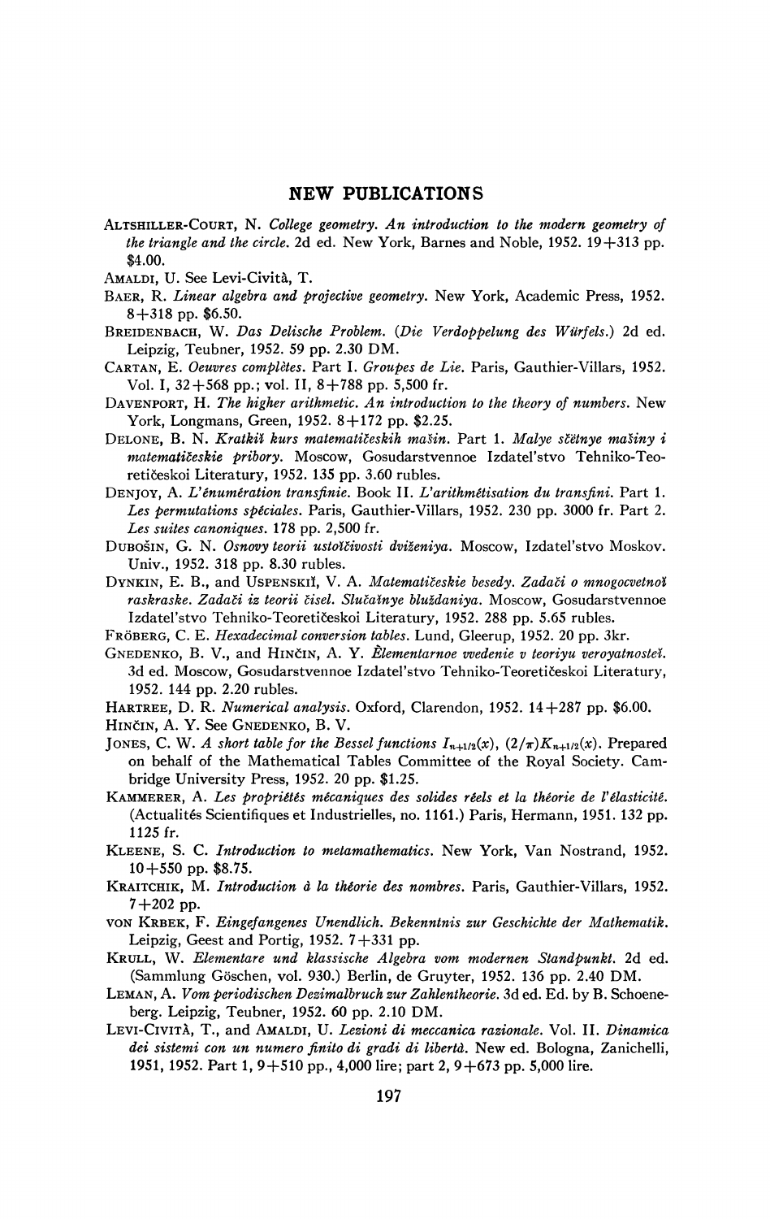## NEW PUBLICATIONS

ALTSHILLER-COURT, N. *College geometry. An introduction to the modern geometry of the triangle and the circle.* 2d ed. New York, Barnes and Noble, 1952. 19+313 pp. \$4.00.

AMALDI, U. See Levi-Cività, T.

BAER, R. *Linear algebra and projective geometry.* New York, Academic Press, 1952. 8+318 pp. \$6.50.

BREIDENBACH, W. *Das Delische Problem. (Die Verdoppelung des Würfels.)* 2d ed. Leipzig, Teubner, 1952. 59 pp. 2.30 DM.

CARTAN, E. *Oeuvres complètes.* Part I. *Groupes de Lie.* Paris, Gauthier-Villars, 1952. Vol. I, 32+568 pp.; vol. II, 8+788 pp. 5,500 fr.

DAVENPORT, H. *The higher arithmetic. An introduction to the theory of numbers.* New York, Longmans, Green, 1952. 8+172 pp. \$2.25.

DELONE, B. N. *Kratkiĭ kurs matematičeskih mašin.* Part 1. *Malye sčëtnye mašiny i matematičeskie pribory.* Moscow, Gosudarstvennoe Izdatel'stvo Tehniko-Teoretičeskoi Literatury, 1952. 135 pp. 3.60 rubles.

DENJOY, A. *L'énumération transfinie.* Book II. *L'arithmétisation du transfini.* Part 1. *Les permutations spéciales.* Paris, Gauthier-Villars, 1952. 230 pp. 3000 fr. Part 2. *Les suites canoniques.* 178 pp. 2,500 fr.

DUBOŠIN, G. N. *Osnovy teorii ustoĭčivosti dviženiya.* Moscow, Izdatel'stvo Moskov. Univ., 1952. 318 pp. 8.30 rubles.

DYNKIN, E. B., and USPENSKIĬ, V. A. *Matematičeskie besedy. Zadači o mnogocvetnoĭ raskraske. Zadači iz teorii čisel. Slučaĭnye bluždaniya.* Moscow, Gosudarstvennoe Izdatel'stvo Tehniko-Teoretičeskoi Literatury, 1952. 288 pp. 5.65 rubles.

FRÖBERG, C. E. *Hexadecimal conversion tables.* Lund, Gleerup, 1952. 20 pp. 3kr.

GNEDENKO, B. V., and HINČIN, A. Y. *Èlementarnoe vvedenie v teoriyu veroyatnosteĭ.* 3d ed. Moscow, Gosudarstvennoe Izdatel'stvo Tehniko-Teoretičeskoi Literatury, 1952. 144 pp. 2.20 rubles.

HARTREE, D. R. *Numerical analysis.* Oxford, Clarendon, 1952. 14+287 pp. \$6.00.

HINČIN, A. Y. See GNEDENKO, B. V.

JONES, C. W. *A short table for the Bessel functions* $I_{n+1/2}(x)$, $(2/\pi)K_{n+1/2}(x)$. Prepared on behalf of the Mathematical Tables Committee of the Royal Society. Cambridge University Press, 1952. 20 pp. \$1.25.

KAMMERER, A. *Les propriétés mécaniques des solides réels et la théorie de l'élasticité.* (Actualités Scientifiques et Industrielles, no. 1161.) Paris, Hermann, 1951. 132 pp. 1125 fr.

KLEENE, S. C. *Introduction to metamathematics.* New York, Van Nostrand, 1952. 10+550 pp. \$8.75.

KRAITCHIK, M. *Introduction à la théorie des nombres.* Paris, Gauthier-Villars, 1952. 7+202 pp.

VON KRBEK, F. *Eingefangenes Unendlich. Bekenntnis zur Geschichte der Mathematik.* Leipzig, Geest and Portig, 1952. 7+331 pp.

KRULL, W. *Elementare und klassische Algebra vom modernen Standpunkt.* 2d ed. (Sammlung Göschen, vol. 930.) Berlin, de Gruyter, 1952. 136 pp. 2.40 DM.

LEMAN, A. *Vom periodischen Dezimalbruch zur Zahlentheorie.* 3d ed. Ed. by B. Schoeneberg. Leipzig, Teubner, 1952. 60 pp. 2.10 DM.

LEVI-CIVITÀ, T., and AMALDI, U. *Lezioni di meccanica razionale.* Vol. II. *Dinamica dei sistemi con un numero finito di gradi di libertà.* New ed. Bologna, Zanichelli, 1951, 1952. Part 1, 9+510 pp., 4,000 lire; part 2, 9+673 pp. 5,000 lire.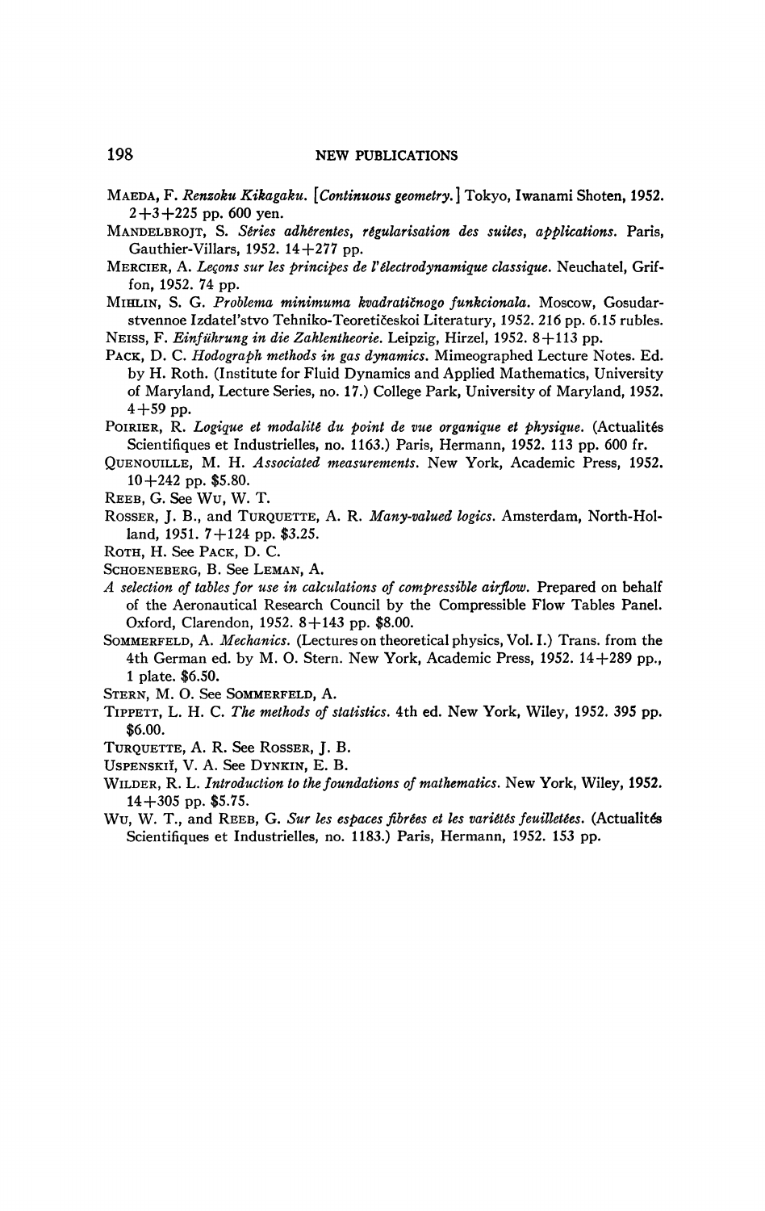MAEDA, F. *Renzoku Kikagaku.* [*Continuous geometry.*] Tokyo, Iwanami Shoten, 1952. 2+3+225 pp. 600 yen.

MANDELBROJT, S. *Séries adhérentes, régularisation des suites, applications.* Paris, Gauthier-Villars, 1952. 14+277 pp.

MERCIER, A. *Leçons sur les principes de l'électrodynamique classique.* Neuchatel, Griffon, 1952. 74 pp.

MIHLIN, S. G. *Problema minimuma kvadratičnogo funkcionala.* Moscow, Gosudarstvennoe Izdatel'stvo Tehniko-Teoretičeskoi Literatury, 1952. 216 pp. 6.15 rubles.

NEISS, F. *Einführung in die Zahlentheorie.* Leipzig, Hirzel, 1952. 8+113 pp.

PACK, D. C. *Hodograph methods in gas dynamics.* Mimeographed Lecture Notes. Ed. by H. Roth. (Institute for Fluid Dynamics and Applied Mathematics, University of Maryland, Lecture Series, no. 17.) College Park, University of Maryland, 1952. 4+59 pp.

POIRIER, R. *Logique et modalité du point de vue organique et physique.* (Actualités Scientifiques et Industrielles, no. 1163.) Paris, Hermann, 1952. 113 pp. 600 fr.

QUENOUILLE, M. H. *Associated measurements.* New York, Academic Press, 1952. 10+242 pp. $5.80.

REEB, G. See WU, W. T.

ROSSER, J. B., and TURQUETTE, A. R. *Many-valued logics.* Amsterdam, North-Holland, 1951. 7+124 pp. $3.25.

ROTH, H. See PACK, D. C.

SCHOENEBERG, B. See LEMAN, A.

*A selection of tables for use in calculations of compressible airflow.* Prepared on behalf of the Aeronautical Research Council by the Compressible Flow Tables Panel. Oxford, Clarendon, 1952. 8+143 pp. $8.00.

SOMMERFELD, A. *Mechanics.* (Lectures on theoretical physics, Vol. I.) Trans. from the 4th German ed. by M. O. Stern. New York, Academic Press, 1952. 14+289 pp., 1 plate. $6.50.

STERN, M. O. See SOMMERFELD, A.

TIPPETT, L. H. C. *The methods of statistics.* 4th ed. New York, Wiley, 1952. 395 pp. $6.00.

TURQUETTE, A. R. See ROSSER, J. B.

USPENSKIĬ, V. A. See DYNKIN, E. B.

WILDER, R. L. *Introduction to the foundations of mathematics.* New York, Wiley, 1952. 14+305 pp. $5.75.

WU, W. T., and REEB, G. *Sur les espaces fibrées et les variétés feuilletées.* (Actualités Scientifiques et Industrielles, no. 1183.) Paris, Hermann, 1952. 153 pp.